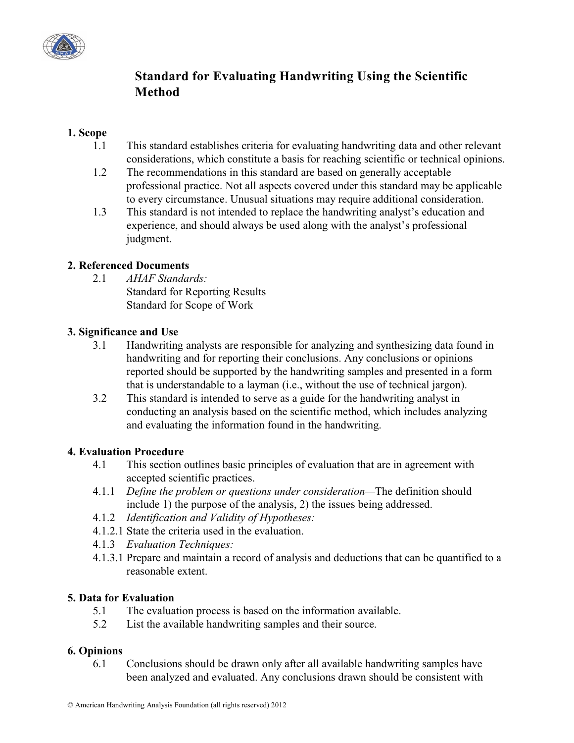# Standard for Evaluating Handwriting Using the Scientific Method

## 1. Scope

1.1 This standard establishes criteria for evaluating handwriting data and other relevant considerations, which constitute a basis for reaching scientific or technical opinions.

1.2 The recommendations in this standard are based on generally acceptable professional practice. Not all aspects covered under this standard may be applicable to every circumstance. Unusual situations may require additional consideration.

1.3 This standard is not intended to replace the handwriting analyst's education and experience, and should always be used along with the analyst's professional judgment.

## 2. Referenced Documents

2.1 *AHAF Standards:*
Standard for Reporting Results
Standard for Scope of Work

## 3. Significance and Use

3.1 Handwriting analysts are responsible for analyzing and synthesizing data found in handwriting and for reporting their conclusions. Any conclusions or opinions reported should be supported by the handwriting samples and presented in a form that is understandable to a layman (i.e., without the use of technical jargon).

3.2 This standard is intended to serve as a guide for the handwriting analyst in conducting an analysis based on the scientific method, which includes analyzing and evaluating the information found in the handwriting.

## 4. Evaluation Procedure

4.1 This section outlines basic principles of evaluation that are in agreement with accepted scientific practices.

4.1.1 *Define the problem or questions under consideration*—The definition should include 1) the purpose of the analysis, 2) the issues being addressed.

4.1.2 *Identification and Validity of Hypotheses:*

4.1.2.1 State the criteria used in the evaluation.

4.1.3 *Evaluation Techniques:*

4.1.3.1 Prepare and maintain a record of analysis and deductions that can be quantified to a reasonable extent.

## 5. Data for Evaluation

5.1 The evaluation process is based on the information available.

5.2 List the available handwriting samples and their source.

## 6. Opinions

6.1 Conclusions should be drawn only after all available handwriting samples have been analyzed and evaluated. Any conclusions drawn should be consistent with

© American Handwriting Analysis Foundation (all rights reserved) 2012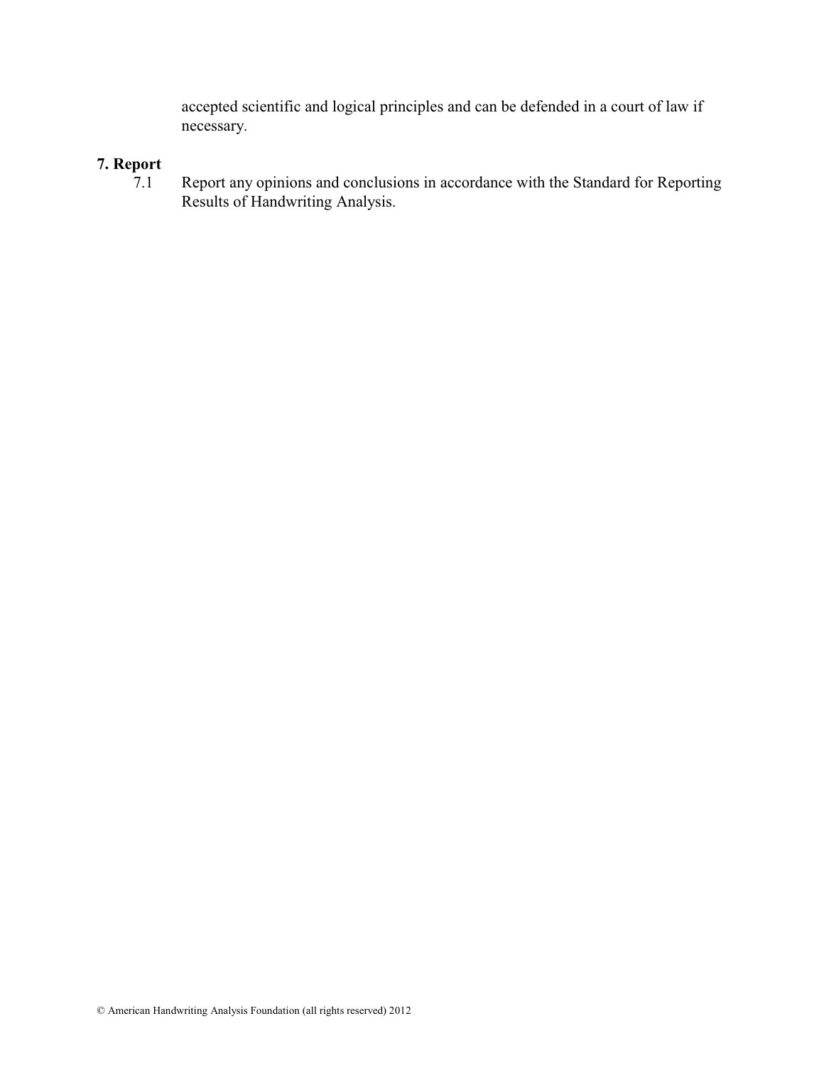accepted scientific and logical principles and can be defended in a court of law if necessary.

**7. Report**

7.1 Report any opinions and conclusions in accordance with the Standard for Reporting Results of Handwriting Analysis.

© American Handwriting Analysis Foundation (all rights reserved) 2012